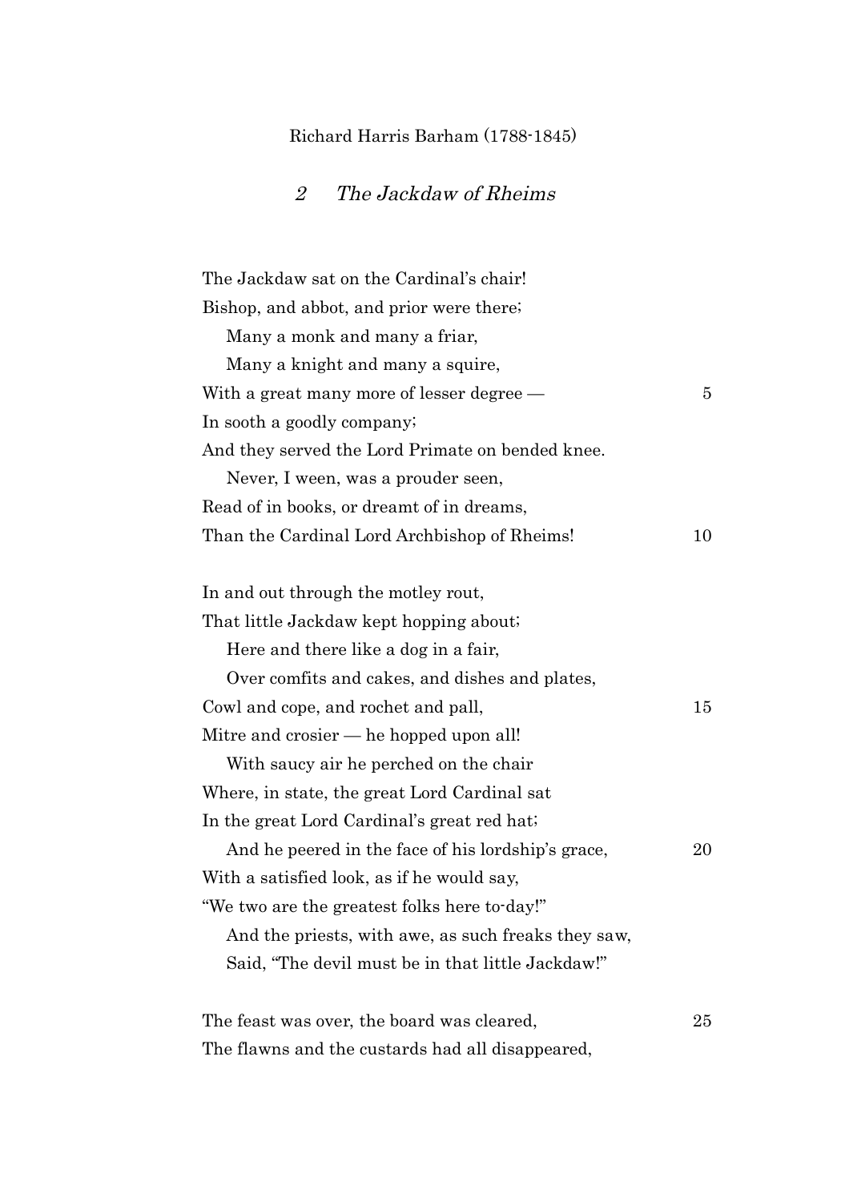Richard Harris Barham (1788-1845)

## 2 *The Jackdaw of Rheims*

The Jackdaw sat on the Cardinal's chair!  
Bishop, and abbot, and prior were there;  
&nbsp;&nbsp;&nbsp;&nbsp;Many a monk and many a friar,  
&nbsp;&nbsp;&nbsp;&nbsp;Many a knight and many a squire,  
With a great many more of lesser degree — 5  
In sooth a goodly company;  
And they served the Lord Primate on bended knee.  
&nbsp;&nbsp;&nbsp;&nbsp;Never, I ween, was a prouder seen,  
Read of in books, or dreamt of in dreams,  
Than the Cardinal Lord Archbishop of Rheims! 10

In and out through the motley rout,  
That little Jackdaw kept hopping about;  
&nbsp;&nbsp;&nbsp;&nbsp;Here and there like a dog in a fair,  
&nbsp;&nbsp;&nbsp;&nbsp;Over comfits and cakes, and dishes and plates,  
Cowl and cope, and rochet and pall, 15  
Mitre and crosier — he hopped upon all!  
&nbsp;&nbsp;&nbsp;&nbsp;With saucy air he perched on the chair  
Where, in state, the great Lord Cardinal sat  
In the great Lord Cardinal's great red hat;  
&nbsp;&nbsp;&nbsp;&nbsp;And he peered in the face of his lordship's grace, 20  
With a satisfied look, as if he would say,  
"We two are the greatest folks here to-day!"  
&nbsp;&nbsp;&nbsp;&nbsp;And the priests, with awe, as such freaks they saw,  
&nbsp;&nbsp;&nbsp;&nbsp;Said, "The devil must be in that little Jackdaw!"

The feast was over, the board was cleared, 25  
The flawns and the custards had all disappeared,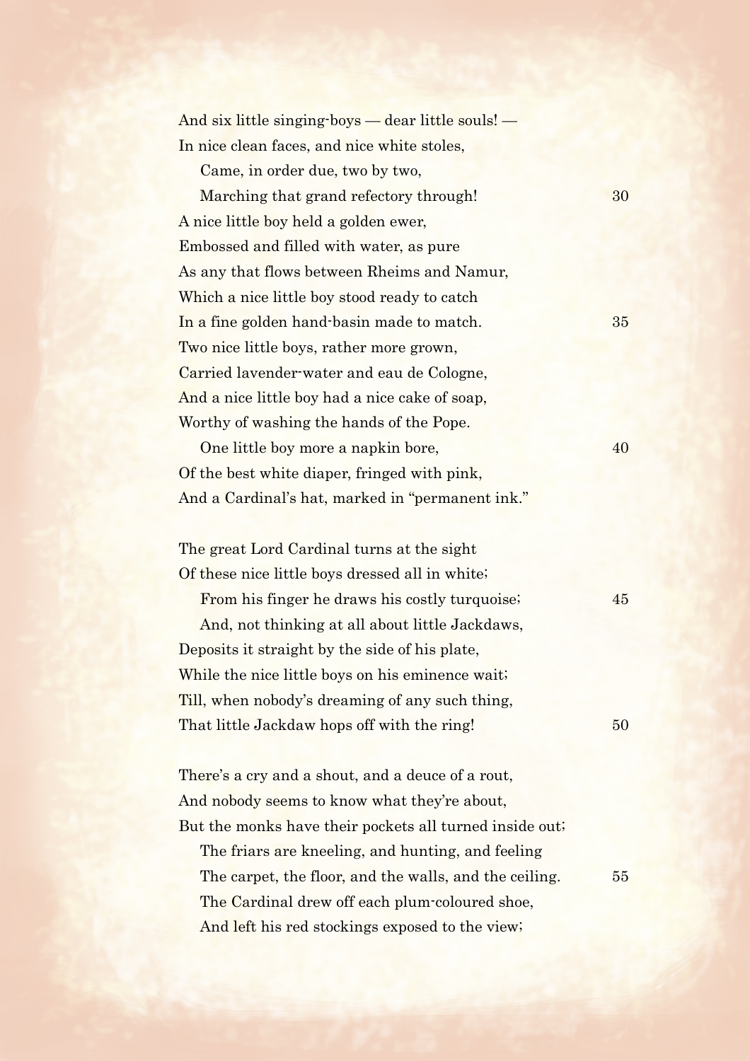And six little singing-boys — dear little souls! —  
In nice clean faces, and nice white stoles,  
Came, in order due, two by two,  
Marching that grand refectory through!  
A nice little boy held a golden ewer,  
Embossed and filled with water, as pure  
As any that flows between Rheims and Namur,  
Which a nice little boy stood ready to catch  
In a fine golden hand-basin made to match.  
Two nice little boys, rather more grown,  
Carried lavender-water and eau de Cologne,  
And a nice little boy had a nice cake of soap,  
Worthy of washing the hands of the Pope.  
One little boy more a napkin bore,  
Of the best white diaper, fringed with pink,  
And a Cardinal's hat, marked in "permanent ink."

The great Lord Cardinal turns at the sight  
Of these nice little boys dressed all in white;  
From his finger he draws his costly turquoise;  
And, not thinking at all about little Jackdaws,  
Deposits it straight by the side of his plate,  
While the nice little boys on his eminence wait;  
Till, when nobody's dreaming of any such thing,  
That little Jackdaw hops off with the ring!

There's a cry and a shout, and a deuce of a rout,  
And nobody seems to know what they're about,  
But the monks have their pockets all turned inside out;  
The friars are kneeling, and hunting, and feeling  
The carpet, the floor, and the walls, and the ceiling.  
The Cardinal drew off each plum-coloured shoe,  
And left his red stockings exposed to the view;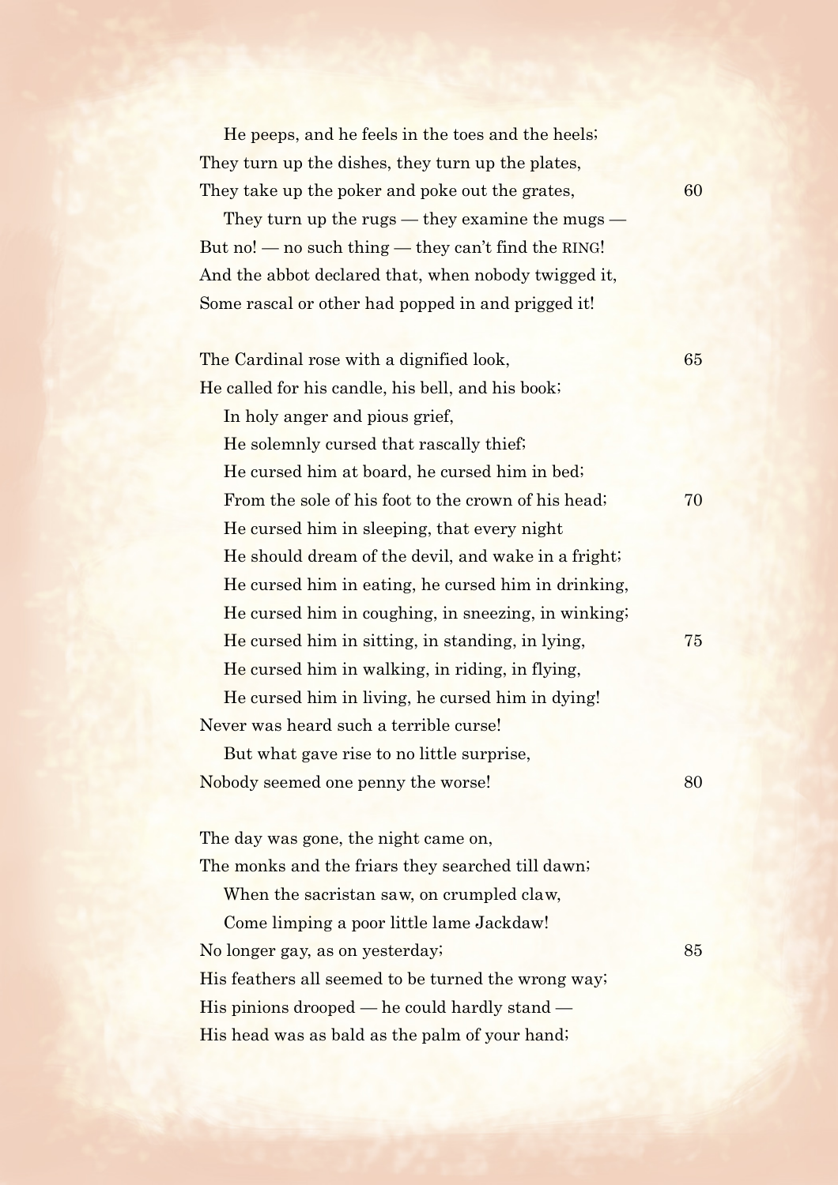He peeps, and he feels in the toes and the heels;  
They turn up the dishes, they turn up the plates,  
They take up the poker and poke out the grates, 60  
They turn up the rugs — they examine the mugs —  
But no! — no such thing — they can't find the RING!  
And the abbot declared that, when nobody twigged it,  
Some rascal or other had popped in and prigged it!

The Cardinal rose with a dignified look, 65  
He called for his candle, his bell, and his book;  
In holy anger and pious grief,  
He solemnly cursed that rascally thief;  
He cursed him at board, he cursed him in bed;  
From the sole of his foot to the crown of his head; 70  
He cursed him in sleeping, that every night  
He should dream of the devil, and wake in a fright;  
He cursed him in eating, he cursed him in drinking,  
He cursed him in coughing, in sneezing, in winking;  
He cursed him in sitting, in standing, in lying, 75  
He cursed him in walking, in riding, in flying,  
He cursed him in living, he cursed him in dying!  
Never was heard such a terrible curse!  
But what gave rise to no little surprise,  
Nobody seemed one penny the worse! 80

The day was gone, the night came on,  
The monks and the friars they searched till dawn;  
When the sacristan saw, on crumpled claw,  
Come limping a poor little lame Jackdaw!  
No longer gay, as on yesterday; 85  
His feathers all seemed to be turned the wrong way;  
His pinions drooped — he could hardly stand —  
His head was as bald as the palm of your hand;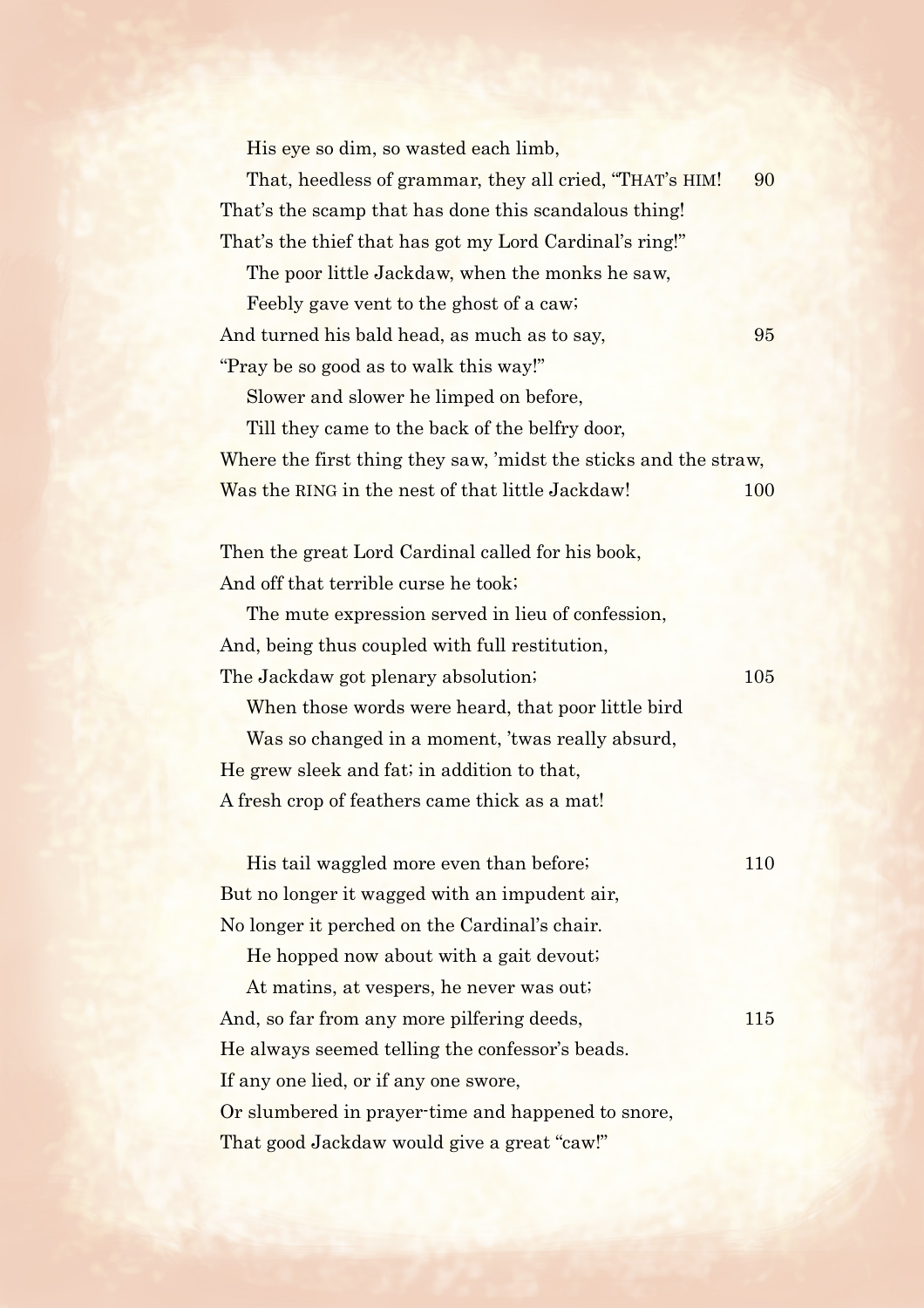His eye so dim, so wasted each limb,  
That, heedless of grammar, they all cried, "THAT'S HIM! 90  
That's the scamp that has done this scandalous thing!  
That's the thief that has got my Lord Cardinal's ring!"  
The poor little Jackdaw, when the monks he saw,  
Feebly gave vent to the ghost of a caw;  
And turned his bald head, as much as to say, 95  
"Pray be so good as to walk this way!"  
Slower and slower he limped on before,  
Till they came to the back of the belfry door,  
Where the first thing they saw, 'midst the sticks and the straw,  
Was the RING in the nest of that little Jackdaw! 100

Then the great Lord Cardinal called for his book,  
And off that terrible curse he took;  
The mute expression served in lieu of confession,  
And, being thus coupled with full restitution,  
The Jackdaw got plenary absolution; 105  
When those words were heard, that poor little bird  
Was so changed in a moment, 'twas really absurd,  
He grew sleek and fat; in addition to that,  
A fresh crop of feathers came thick as a mat!

His tail waggled more even than before; 110  
But no longer it wagged with an impudent air,  
No longer it perched on the Cardinal's chair.  
He hopped now about with a gait devout;  
At matins, at vespers, he never was out;  
And, so far from any more pilfering deeds, 115  
He always seemed telling the confessor's beads.  
If any one lied, or if any one swore,  
Or slumbered in prayer-time and happened to snore,  
That good Jackdaw would give a great "caw!"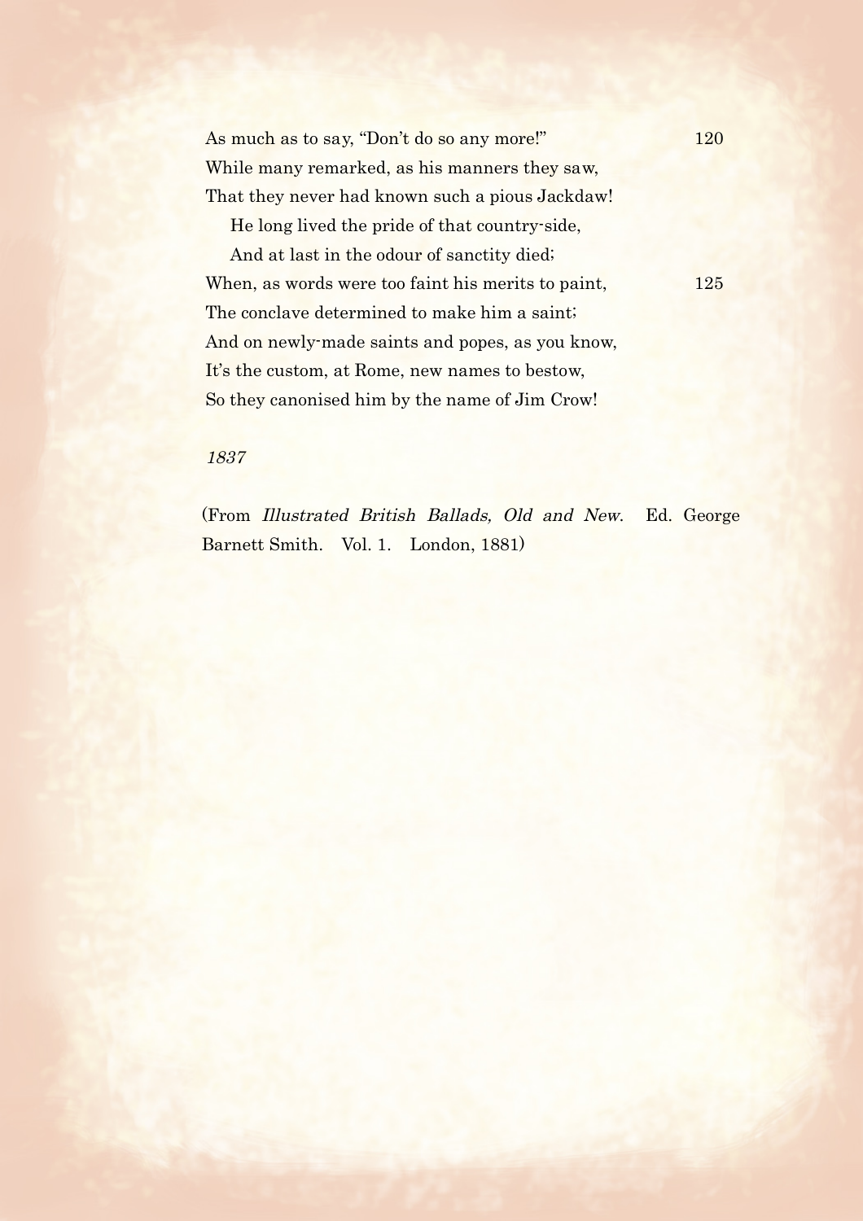As much as to say, "Don't do so any more!" 120
While many remarked, as his manners they saw,
That they never had known such a pious Jackdaw!
    He long lived the pride of that country-side,
    And at last in the odour of sanctity died;
When, as words were too faint his merits to paint, 125
The conclave determined to make him a saint;
And on newly-made saints and popes, as you know,
It's the custom, at Rome, new names to bestow,
So they canonised him by the name of Jim Crow!

*1837*

(From *Illustrated British Ballads, Old and New*. Ed. George Barnett Smith. Vol. 1. London, 1881)